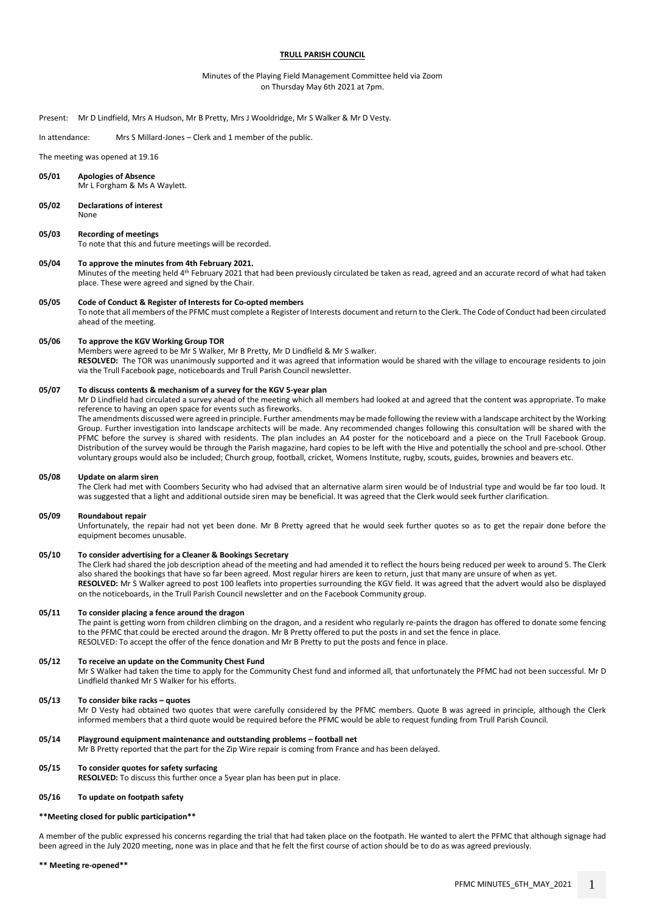**TRULL PARISH COUNCIL**

Minutes of the Playing Field Management Committee held via Zoom
on Thursday May 6th 2021 at 7pm.

Present: Mr D Lindfield, Mrs A Hudson, Mr B Pretty, Mrs J Wooldridge, Mr S Walker & Mr D Vesty.

In attendance: Mrs S Millard-Jones – Clerk and 1 member of the public.

The meeting was opened at 19.16

**05/01 Apologies of Absence**
Mr L Forgham & Ms A Waylett.

**05/02 Declarations of interest**
None

**05/03 Recording of meetings**
To note that this and future meetings will be recorded.

**05/04 To approve the minutes from 4th February 2021.**
Minutes of the meeting held 4th February 2021 that had been previously circulated be taken as read, agreed and an accurate record of what had taken place. These were agreed and signed by the Chair.

**05/05 Code of Conduct & Register of Interests for Co-opted members**
To note that all members of the PFMC must complete a Register of Interests document and return to the Clerk. The Code of Conduct had been circulated ahead of the meeting.

**05/06 To approve the KGV Working Group TOR**
Members were agreed to be Mr S Walker, Mr B Pretty, Mr D Lindfield & Mr S walker.
**RESOLVED:** The TOR was unanimously supported and it was agreed that information would be shared with the village to encourage residents to join via the Trull Facebook page, noticeboards and Trull Parish Council newsletter.

**05/07 To discuss contents & mechanism of a survey for the KGV 5-year plan**
Mr D Lindfield had circulated a survey ahead of the meeting which all members had looked at and agreed that the content was appropriate. To make reference to having an open space for events such as fireworks.
The amendments discussed were agreed in principle. Further amendments may be made following the review with a landscape architect by the Working Group. Further investigation into landscape architects will be made. Any recommended changes following this consultation will be shared with the PFMC before the survey is shared with residents. The plan includes an A4 poster for the noticeboard and a piece on the Trull Facebook Group. Distribution of the survey would be through the Parish magazine, hard copies to be left with the Hive and potentially the school and pre-school. Other voluntary groups would also be included; Church group, football, cricket, Womens Institute, rugby, scouts, guides, brownies and beavers etc.

**05/08 Update on alarm siren**
The Clerk had met with Coombers Security who had advised that an alternative alarm siren would be of Industrial type and would be far too loud. It was suggested that a light and additional outside siren may be beneficial. It was agreed that the Clerk would seek further clarification.

**05/09 Roundabout repair**
Unfortunately, the repair had not yet been done. Mr B Pretty agreed that he would seek further quotes so as to get the repair done before the equipment becomes unusable.

**05/10 To consider advertising for a Cleaner & Bookings Secretary**
The Clerk had shared the job description ahead of the meeting and had amended it to reflect the hours being reduced per week to around 5. The Clerk also shared the bookings that have so far been agreed. Most regular hirers are keen to return, just that many are unsure of when as yet.
**RESOLVED:** Mr S Walker agreed to post 100 leaflets into properties surrounding the KGV field. It was agreed that the advert would also be displayed on the noticeboards, in the Trull Parish Council newsletter and on the Facebook Community group.

**05/11 To consider placing a fence around the dragon**
The paint is getting worn from children climbing on the dragon, and a resident who regularly re-paints the dragon has offered to donate some fencing to the PFMC that could be erected around the dragon. Mr B Pretty offered to put the posts in and set the fence in place.
RESOLVED: To accept the offer of the fence donation and Mr B Pretty to put the posts and fence in place.

**05/12 To receive an update on the Community Chest Fund**
Mr S Walker had taken the time to apply for the Community Chest fund and informed all, that unfortunately the PFMC had not been successful. Mr D Lindfield thanked Mr S Walker for his efforts.

**05/13 To consider bike racks – quotes**
Mr D Vesty had obtained two quotes that were carefully considered by the PFMC members. Quote B was agreed in principle, although the Clerk informed members that a third quote would be required before the PFMC would be able to request funding from Trull Parish Council.

**05/14 Playground equipment maintenance and outstanding problems – football net**
Mr B Pretty reported that the part for the Zip Wire repair is coming from France and has been delayed.

**05/15 To consider quotes for safety surfacing**
**RESOLVED:** To discuss this further once a 5year plan has been put in place.

**05/16 To update on footpath safety**

**\*\*Meeting closed for public participation\*\***

A member of the public expressed his concerns regarding the trial that had taken place on the footpath. He wanted to alert the PFMC that although signage had been agreed in the July 2020 meeting, none was in place and that he felt the first course of action should be to do as was agreed previously.

**\*\* Meeting re-opened\*\***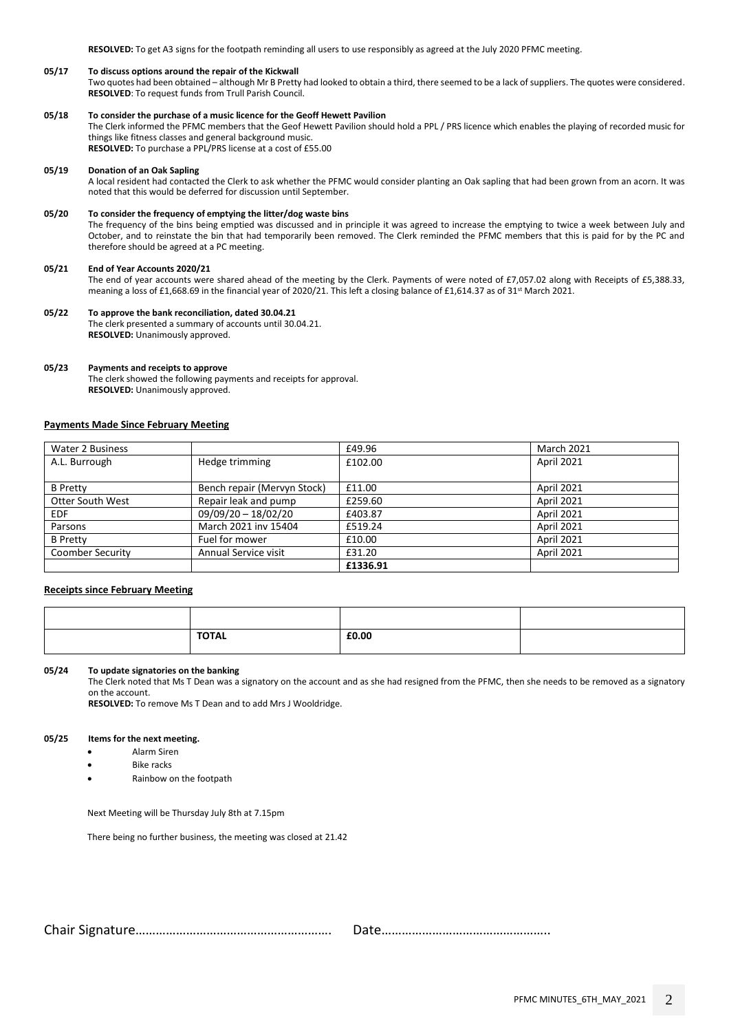**RESOLVED:** To get A3 signs for the footpath reminding all users to use responsibly as agreed at the July 2020 PFMC meeting.

**05/17 To discuss options around the repair of the Kickwall**

Two quotes had been obtained – although Mr B Pretty had looked to obtain a third, there seemed to be a lack of suppliers. The quotes were considered.
**RESOLVED**: To request funds from Trull Parish Council.

**05/18 To consider the purchase of a music licence for the Geoff Hewett Pavilion**

The Clerk informed the PFMC members that the Geof Hewett Pavilion should hold a PPL / PRS licence which enables the playing of recorded music for things like fitness classes and general background music.
**RESOLVED:** To purchase a PPL/PRS license at a cost of £55.00

**05/19 Donation of an Oak Sapling**

A local resident had contacted the Clerk to ask whether the PFMC would consider planting an Oak sapling that had been grown from an acorn. It was noted that this would be deferred for discussion until September.

**05/20 To consider the frequency of emptying the litter/dog waste bins**

The frequency of the bins being emptied was discussed and in principle it was agreed to increase the emptying to twice a week between July and October, and to reinstate the bin that had temporarily been removed. The Clerk reminded the PFMC members that this is paid for by the PC and therefore should be agreed at a PC meeting.

**05/21 End of Year Accounts 2020/21**

The end of year accounts were shared ahead of the meeting by the Clerk. Payments of were noted of £7,057.02 along with Receipts of £5,388.33, meaning a loss of £1,668.69 in the financial year of 2020/21. This left a closing balance of £1,614.37 as of 31st March 2021.

**05/22 To approve the bank reconciliation, dated 30.04.21**

The clerk presented a summary of accounts until 30.04.21.
**RESOLVED:** Unanimously approved.

**05/23 Payments and receipts to approve**

The clerk showed the following payments and receipts for approval.
**RESOLVED:** Unanimously approved.

**Payments Made Since February Meeting**

| | | | |
|---|---|---|---|
| Water 2 Business | | £49.96 | March 2021 |
| A.L. Burrough | Hedge trimming | £102.00 | April 2021 |
| B Pretty | Bench repair (Mervyn Stock) | £11.00 | April 2021 |
| Otter South West | Repair leak and pump | £259.60 | April 2021 |
| EDF | 09/09/20 – 18/02/20 | £403.87 | April 2021 |
| Parsons | March 2021 inv 15404 | £519.24 | April 2021 |
| B Pretty | Fuel for mower | £10.00 | April 2021 |
| Coomber Security | Annual Service visit | £31.20 | April 2021 |
| | | **£1336.91** | |

**Receipts since February Meeting**

| | | | |
|---|---|---|---|
| | | | |
| | **TOTAL** | **£0.00** | |

**05/24 To update signatories on the banking**

The Clerk noted that Ms T Dean was a signatory on the account and as she had resigned from the PFMC, then she needs to be removed as a signatory on the account.
**RESOLVED:** To remove Ms T Dean and to add Mrs J Wooldridge.

**05/25 Items for the next meeting.**

- Alarm Siren
- Bike racks
- Rainbow on the footpath

Next Meeting will be Thursday July 8th at 7.15pm

There being no further business, the meeting was closed at 21.42

Chair Signature………………………………………………… Date…………………………………………..